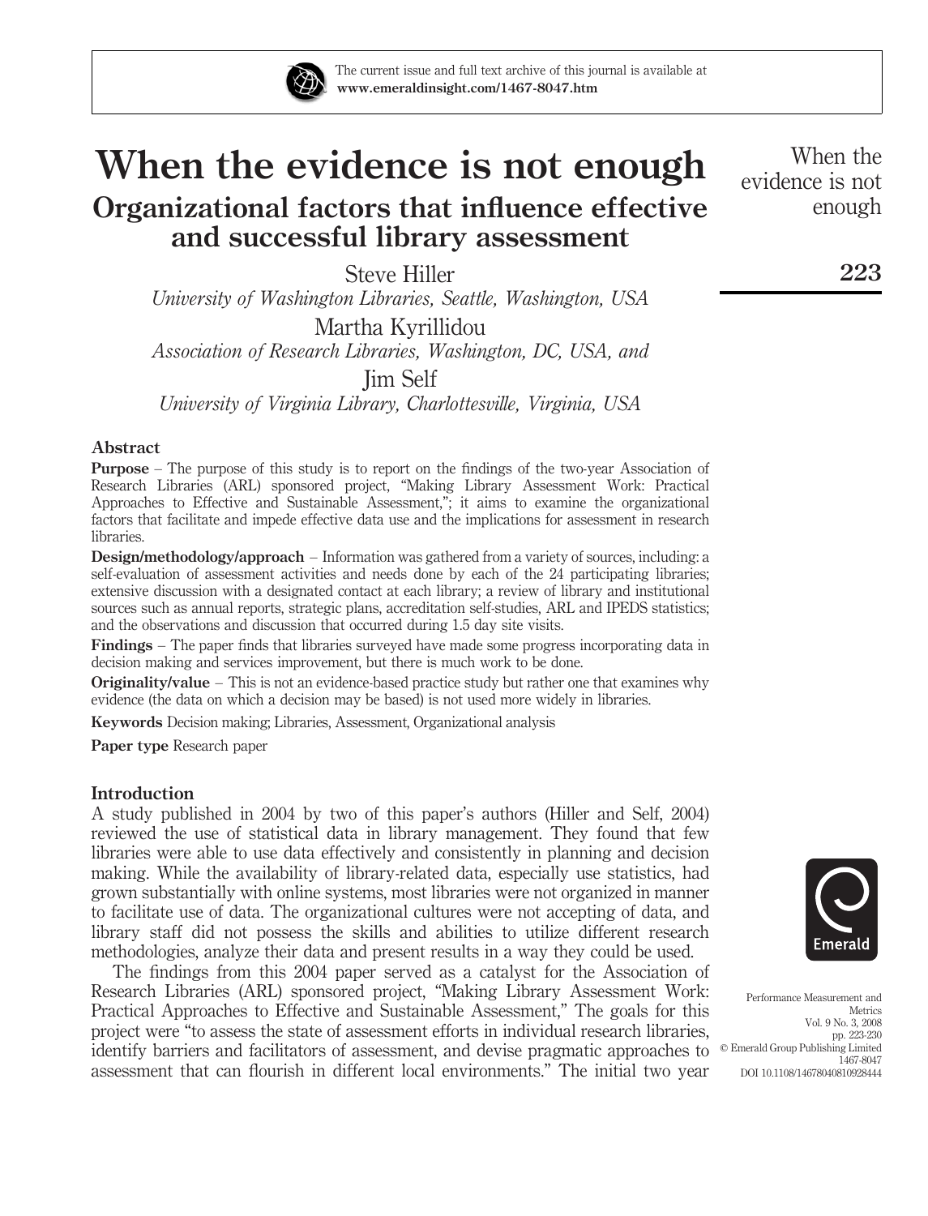# When the evidence is not enough

## Organizational factors that influence effective and successful library assessment

Steve Hiller

*University of Washington Libraries, Seattle, Washington, USA*

Martha Kyrillidou

*Association of Research Libraries, Washington, DC, USA, and*

Jim Self

*University of Virginia Library, Charlottesville, Virginia, USA*

### Abstract

**Purpose** – The purpose of this study is to report on the findings of the two-year Association of Research Libraries (ARL) sponsored project, "Making Library Assessment Work: Practical Approaches to Effective and Sustainable Assessment,"; it aims to examine the organizational factors that facilitate and impede effective data use and the implications for assessment in research libraries.

**Design/methodology/approach** – Information was gathered from a variety of sources, including: a self-evaluation of assessment activities and needs done by each of the 24 participating libraries; extensive discussion with a designated contact at each library; a review of library and institutional sources such as annual reports, strategic plans, accreditation self-studies, ARL and IPEDS statistics; and the observations and discussion that occurred during 1.5 day site visits.

**Findings** – The paper finds that libraries surveyed have made some progress incorporating data in decision making and services improvement, but there is much work to be done.

**Originality/value** – This is not an evidence-based practice study but rather one that examines why evidence (the data on which a decision may be based) is not used more widely in libraries.

**Keywords** Decision making; Libraries, Assessment, Organizational analysis

**Paper type** Research paper

### Introduction

A study published in 2004 by two of this paper's authors (Hiller and Self, 2004) reviewed the use of statistical data in library management. They found that few libraries were able to use data effectively and consistently in planning and decision making. While the availability of library-related data, especially use statistics, had grown substantially with online systems, most libraries were not organized in manner to facilitate use of data. The organizational cultures were not accepting of data, and library staff did not possess the skills and abilities to utilize different research methodologies, analyze their data and present results in a way they could be used.

The findings from this 2004 paper served as a catalyst for the Association of Research Libraries (ARL) sponsored project, "Making Library Assessment Work: Practical Approaches to Effective and Sustainable Assessment," The goals for this project were "to assess the state of assessment efforts in individual research libraries, identify barriers and facilitators of assessment, and devise pragmatic approaches to assessment that can flourish in different local environments." The initial two year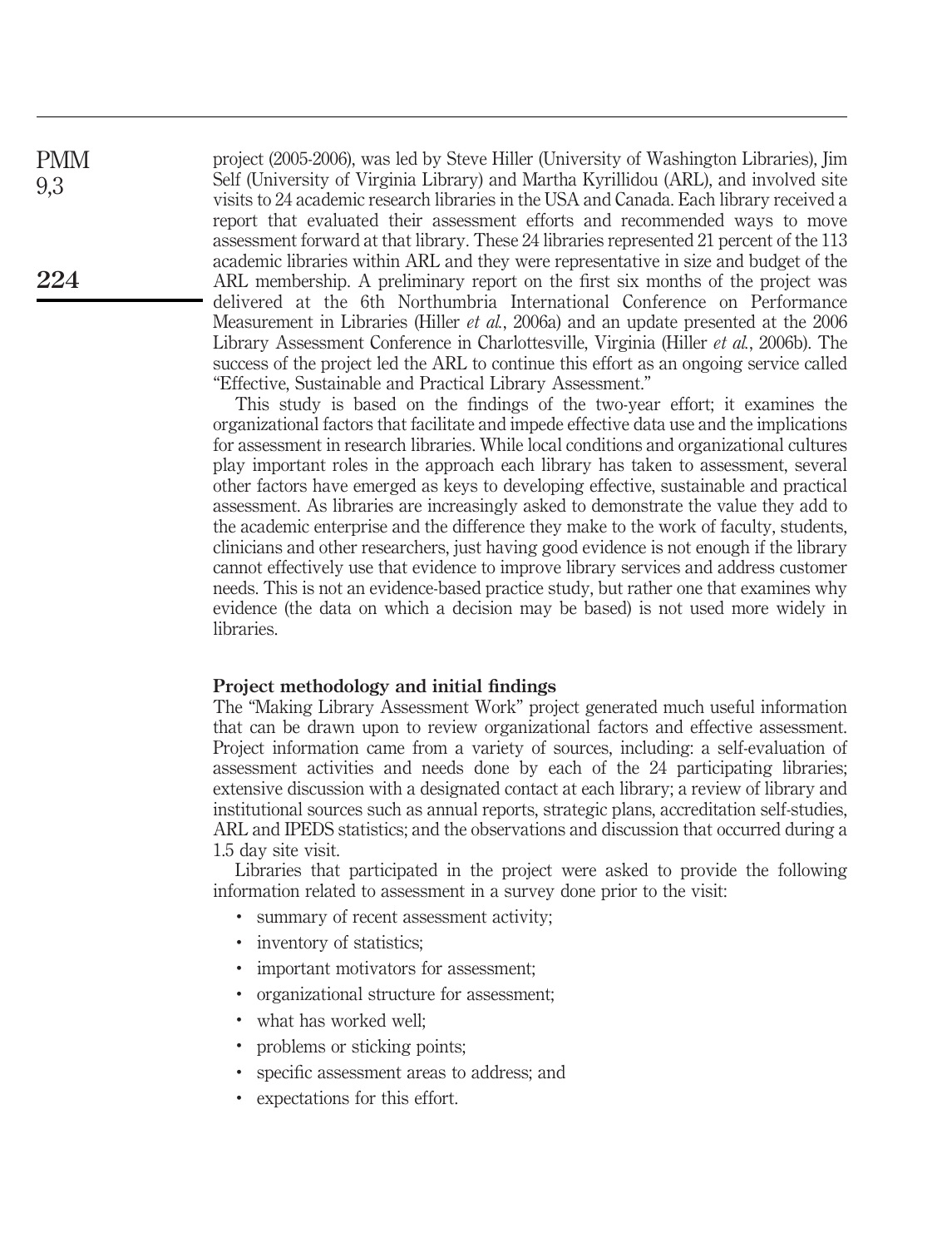project (2005-2006), was led by Steve Hiller (University of Washington Libraries), Jim Self (University of Virginia Library) and Martha Kyrillidou (ARL), and involved site visits to 24 academic research libraries in the USA and Canada. Each library received a report that evaluated their assessment efforts and recommended ways to move assessment forward at that library. These 24 libraries represented 21 percent of the 113 academic libraries within ARL and they were representative in size and budget of the ARL membership. A preliminary report on the first six months of the project was delivered at the 6th Northumbria International Conference on Performance Measurement in Libraries (Hiller *et al.*, 2006a) and an update presented at the 2006 Library Assessment Conference in Charlottesville, Virginia (Hiller *et al.*, 2006b). The success of the project led the ARL to continue this effort as an ongoing service called "Effective, Sustainable and Practical Library Assessment."

This study is based on the findings of the two-year effort; it examines the organizational factors that facilitate and impede effective data use and the implications for assessment in research libraries. While local conditions and organizational cultures play important roles in the approach each library has taken to assessment, several other factors have emerged as keys to developing effective, sustainable and practical assessment. As libraries are increasingly asked to demonstrate the value they add to the academic enterprise and the difference they make to the work of faculty, students, clinicians and other researchers, just having good evidence is not enough if the library cannot effectively use that evidence to improve library services and address customer needs. This is not an evidence-based practice study, but rather one that examines why evidence (the data on which a decision may be based) is not used more widely in libraries.

## Project methodology and initial findings

The "Making Library Assessment Work" project generated much useful information that can be drawn upon to review organizational factors and effective assessment. Project information came from a variety of sources, including: a self-evaluation of assessment activities and needs done by each of the 24 participating libraries; extensive discussion with a designated contact at each library; a review of library and institutional sources such as annual reports, strategic plans, accreditation self-studies, ARL and IPEDS statistics; and the observations and discussion that occurred during a 1.5 day site visit.

Libraries that participated in the project were asked to provide the following information related to assessment in a survey done prior to the visit:

- summary of recent assessment activity;
- inventory of statistics;
- important motivators for assessment;
- organizational structure for assessment;
- what has worked well;
- problems or sticking points;
- specific assessment areas to address; and
- expectations for this effort.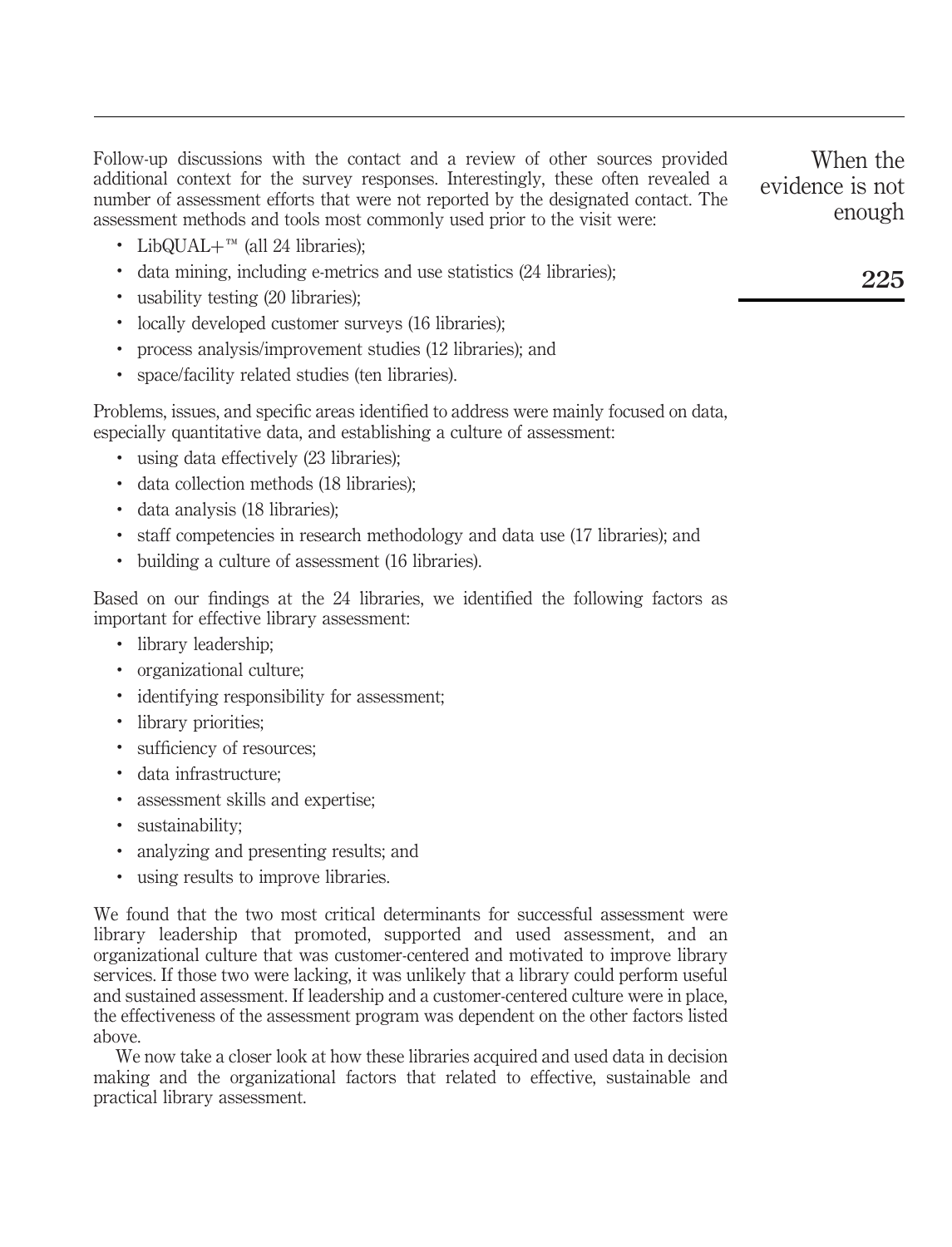Follow-up discussions with the contact and a review of other sources provided additional context for the survey responses. Interestingly, these often revealed a number of assessment efforts that were not reported by the designated contact. The assessment methods and tools most commonly used prior to the visit were:

- LibQUAL+™ (all 24 libraries);
- data mining, including e-metrics and use statistics (24 libraries);
- usability testing (20 libraries);
- locally developed customer surveys (16 libraries);
- process analysis/improvement studies (12 libraries); and
- space/facility related studies (ten libraries).

Problems, issues, and specific areas identified to address were mainly focused on data, especially quantitative data, and establishing a culture of assessment:

- using data effectively (23 libraries);
- data collection methods (18 libraries);
- data analysis (18 libraries);
- staff competencies in research methodology and data use (17 libraries); and
- building a culture of assessment (16 libraries).

Based on our findings at the 24 libraries, we identified the following factors as important for effective library assessment:

- library leadership;
- organizational culture;
- identifying responsibility for assessment;
- library priorities;
- sufficiency of resources;
- data infrastructure;
- assessment skills and expertise;
- sustainability;
- analyzing and presenting results; and
- using results to improve libraries.

We found that the two most critical determinants for successful assessment were library leadership that promoted, supported and used assessment, and an organizational culture that was customer-centered and motivated to improve library services. If those two were lacking, it was unlikely that a library could perform useful and sustained assessment. If leadership and a customer-centered culture were in place, the effectiveness of the assessment program was dependent on the other factors listed above.

We now take a closer look at how these libraries acquired and used data in decision making and the organizational factors that related to effective, sustainable and practical library assessment.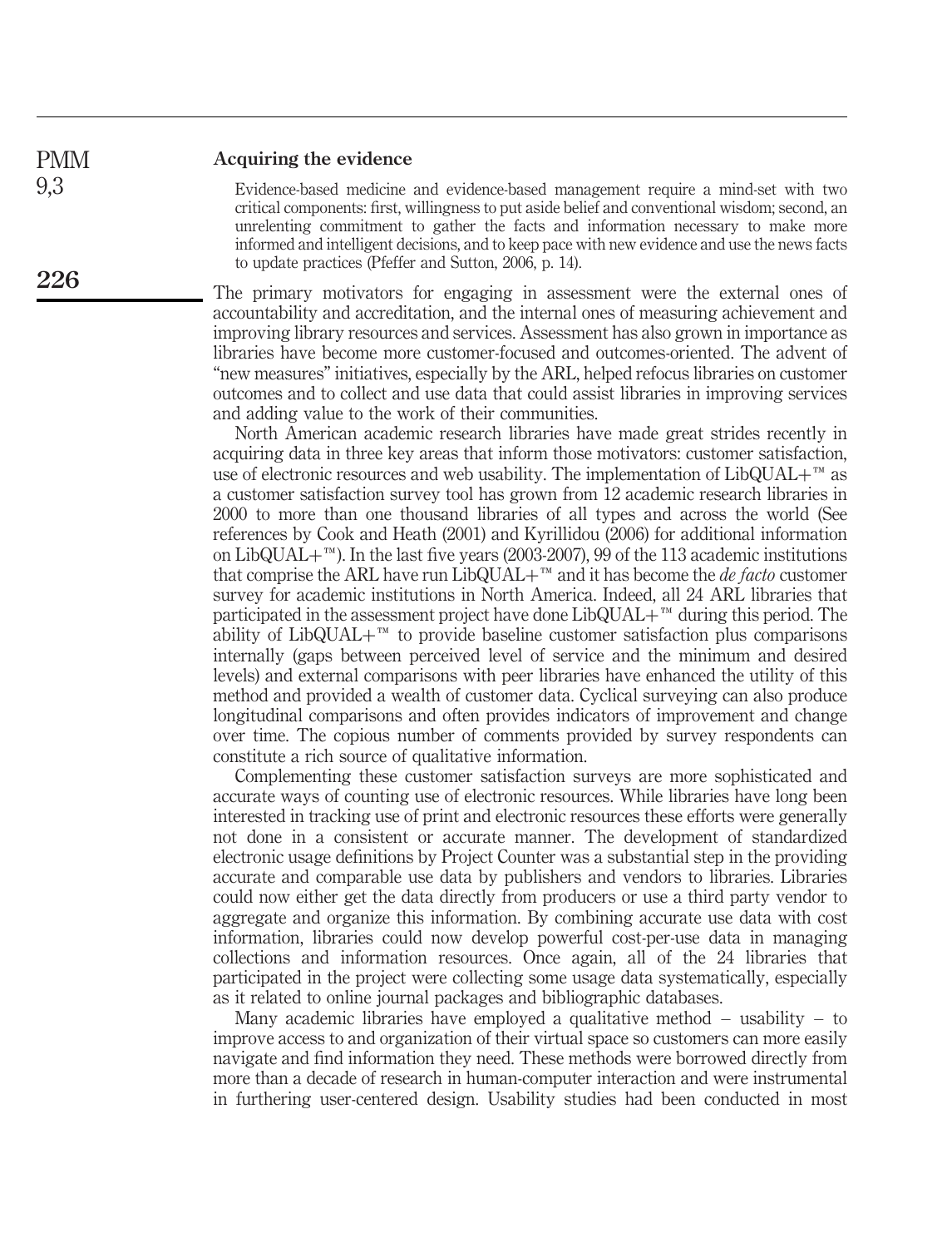## Acquiring the evidence

> Evidence-based medicine and evidence-based management require a mind-set with two critical components: first, willingness to put aside belief and conventional wisdom; second, an unrelenting commitment to gather the facts and information necessary to make more informed and intelligent decisions, and to keep pace with new evidence and use the news facts to update practices (Pfeffer and Sutton, 2006, p. 14).

The primary motivators for engaging in assessment were the external ones of accountability and accreditation, and the internal ones of measuring achievement and improving library resources and services. Assessment has also grown in importance as libraries have become more customer-focused and outcomes-oriented. The advent of "new measures" initiatives, especially by the ARL, helped refocus libraries on customer outcomes and to collect and use data that could assist libraries in improving services and adding value to the work of their communities.

North American academic research libraries have made great strides recently in acquiring data in three key areas that inform those motivators: customer satisfaction, use of electronic resources and web usability. The implementation of LibQUAL+™ as a customer satisfaction survey tool has grown from 12 academic research libraries in 2000 to more than one thousand libraries of all types and across the world (See references by Cook and Heath (2001) and Kyrillidou (2006) for additional information on LibQUAL+™). In the last five years (2003-2007), 99 of the 113 academic institutions that comprise the ARL have run LibQUAL+™ and it has become the *de facto* customer survey for academic institutions in North America. Indeed, all 24 ARL libraries that participated in the assessment project have done LibQUAL+™ during this period. The ability of LibQUAL+™ to provide baseline customer satisfaction plus comparisons internally (gaps between perceived level of service and the minimum and desired levels) and external comparisons with peer libraries have enhanced the utility of this method and provided a wealth of customer data. Cyclical surveying can also produce longitudinal comparisons and often provides indicators of improvement and change over time. The copious number of comments provided by survey respondents can constitute a rich source of qualitative information.

Complementing these customer satisfaction surveys are more sophisticated and accurate ways of counting use of electronic resources. While libraries have long been interested in tracking use of print and electronic resources these efforts were generally not done in a consistent or accurate manner. The development of standardized electronic usage definitions by Project Counter was a substantial step in the providing accurate and comparable use data by publishers and vendors to libraries. Libraries could now either get the data directly from producers or use a third party vendor to aggregate and organize this information. By combining accurate use data with cost information, libraries could now develop powerful cost-per-use data in managing collections and information resources. Once again, all of the 24 libraries that participated in the project were collecting some usage data systematically, especially as it related to online journal packages and bibliographic databases.

Many academic libraries have employed a qualitative method – usability – to improve access to and organization of their virtual space so customers can more easily navigate and find information they need. These methods were borrowed directly from more than a decade of research in human-computer interaction and were instrumental in furthering user-centered design. Usability studies had been conducted in most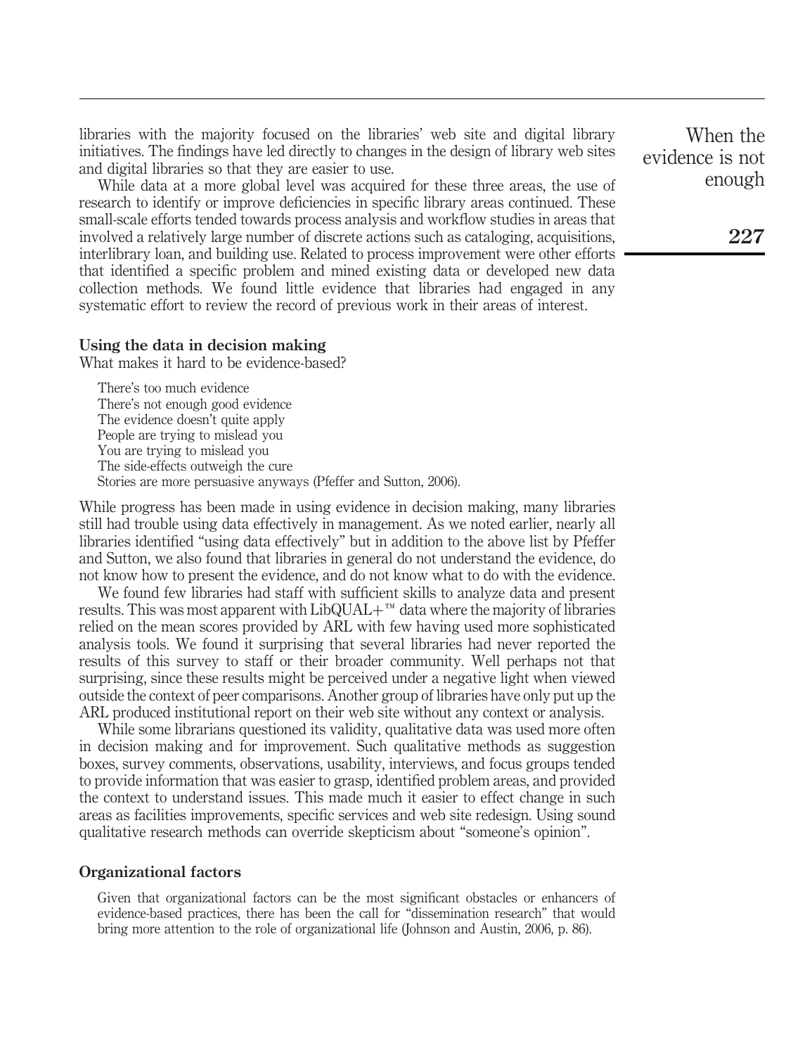libraries with the majority focused on the libraries' web site and digital library initiatives. The findings have led directly to changes in the design of library web sites and digital libraries so that they are easier to use.

While data at a more global level was acquired for these three areas, the use of research to identify or improve deficiencies in specific library areas continued. These small-scale efforts tended towards process analysis and workflow studies in areas that involved a relatively large number of discrete actions such as cataloging, acquisitions, interlibrary loan, and building use. Related to process improvement were other efforts that identified a specific problem and mined existing data or developed new data collection methods. We found little evidence that libraries had engaged in any systematic effort to review the record of previous work in their areas of interest.

## Using the data in decision making

What makes it hard to be evidence-based?

> There's too much evidence
> There's not enough good evidence
> The evidence doesn't quite apply
> People are trying to mislead you
> You are trying to mislead you
> The side-effects outweigh the cure
> Stories are more persuasive anyways (Pfeffer and Sutton, 2006).

While progress has been made in using evidence in decision making, many libraries still had trouble using data effectively in management. As we noted earlier, nearly all libraries identified "using data effectively" but in addition to the above list by Pfeffer and Sutton, we also found that libraries in general do not understand the evidence, do not know how to present the evidence, and do not know what to do with the evidence.

We found few libraries had staff with sufficient skills to analyze data and present results. This was most apparent with LibQUAL+™ data where the majority of libraries relied on the mean scores provided by ARL with few having used more sophisticated analysis tools. We found it surprising that several libraries had never reported the results of this survey to staff or their broader community. Well perhaps not that surprising, since these results might be perceived under a negative light when viewed outside the context of peer comparisons. Another group of libraries have only put up the ARL produced institutional report on their web site without any context or analysis.

While some librarians questioned its validity, qualitative data was used more often in decision making and for improvement. Such qualitative methods as suggestion boxes, survey comments, observations, usability, interviews, and focus groups tended to provide information that was easier to grasp, identified problem areas, and provided the context to understand issues. This made much it easier to effect change in such areas as facilities improvements, specific services and web site redesign. Using sound qualitative research methods can override skepticism about "someone's opinion".

## Organizational factors

> Given that organizational factors can be the most significant obstacles or enhancers of evidence-based practices, there has been the call for "dissemination research" that would bring more attention to the role of organizational life (Johnson and Austin, 2006, p. 86).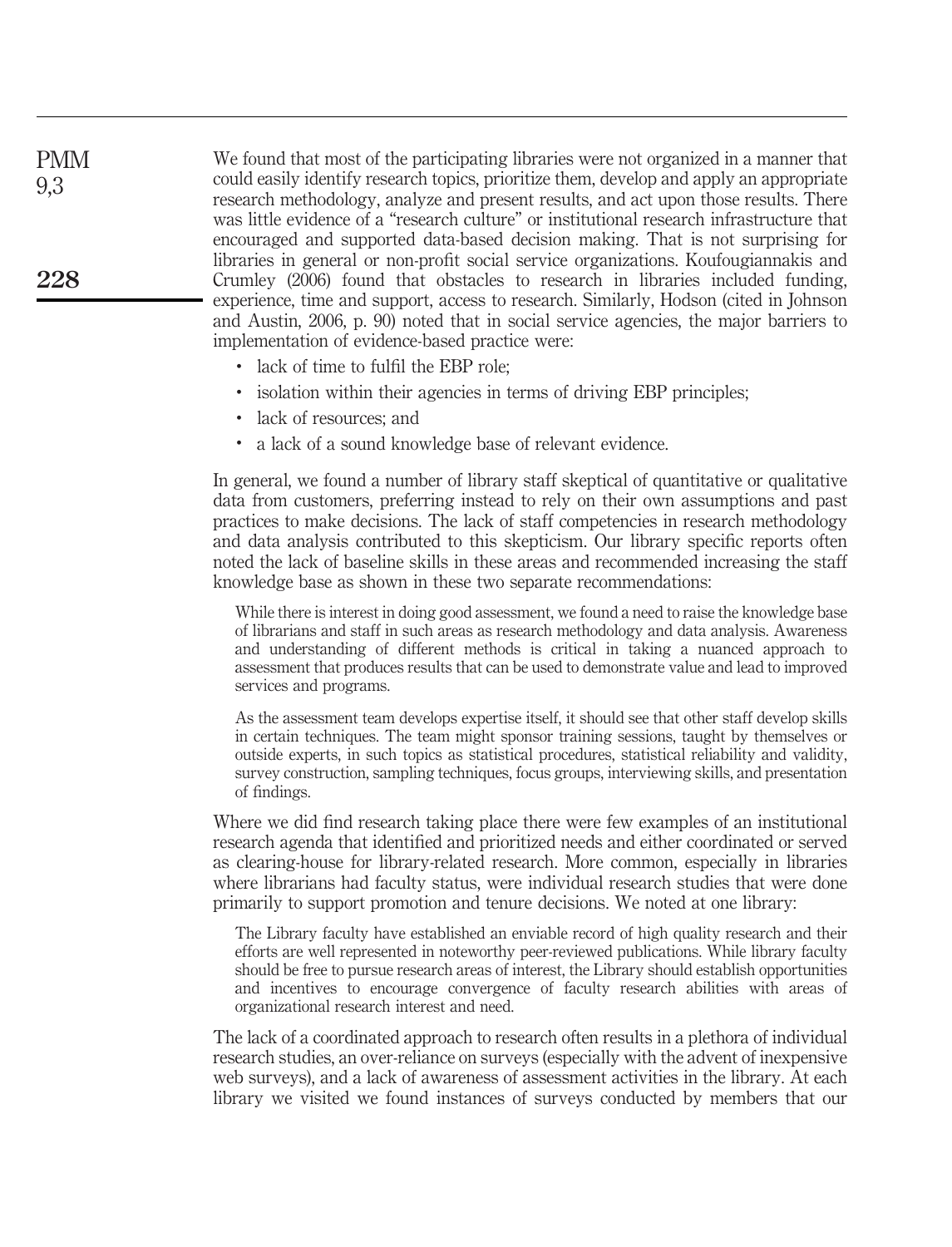We found that most of the participating libraries were not organized in a manner that could easily identify research topics, prioritize them, develop and apply an appropriate research methodology, analyze and present results, and act upon those results. There was little evidence of a "research culture" or institutional research infrastructure that encouraged and supported data-based decision making. That is not surprising for libraries in general or non-profit social service organizations. Koufougiannakis and Crumley (2006) found that obstacles to research in libraries included funding, experience, time and support, access to research. Similarly, Hodson (cited in Johnson and Austin, 2006, p. 90) noted that in social service agencies, the major barriers to implementation of evidence-based practice were:

- lack of time to fulfil the EBP role;
- isolation within their agencies in terms of driving EBP principles;
- lack of resources; and
- a lack of a sound knowledge base of relevant evidence.

In general, we found a number of library staff skeptical of quantitative or qualitative data from customers, preferring instead to rely on their own assumptions and past practices to make decisions. The lack of staff competencies in research methodology and data analysis contributed to this skepticism. Our library specific reports often noted the lack of baseline skills in these areas and recommended increasing the staff knowledge base as shown in these two separate recommendations:

> While there is interest in doing good assessment, we found a need to raise the knowledge base of librarians and staff in such areas as research methodology and data analysis. Awareness and understanding of different methods is critical in taking a nuanced approach to assessment that produces results that can be used to demonstrate value and lead to improved services and programs.

> As the assessment team develops expertise itself, it should see that other staff develop skills in certain techniques. The team might sponsor training sessions, taught by themselves or outside experts, in such topics as statistical procedures, statistical reliability and validity, survey construction, sampling techniques, focus groups, interviewing skills, and presentation of findings.

Where we did find research taking place there were few examples of an institutional research agenda that identified and prioritized needs and either coordinated or served as clearing-house for library-related research. More common, especially in libraries where librarians had faculty status, were individual research studies that were done primarily to support promotion and tenure decisions. We noted at one library:

> The Library faculty have established an enviable record of high quality research and their efforts are well represented in noteworthy peer-reviewed publications. While library faculty should be free to pursue research areas of interest, the Library should establish opportunities and incentives to encourage convergence of faculty research abilities with areas of organizational research interest and need.

The lack of a coordinated approach to research often results in a plethora of individual research studies, an over-reliance on surveys (especially with the advent of inexpensive web surveys), and a lack of awareness of assessment activities in the library. At each library we visited we found instances of surveys conducted by members that our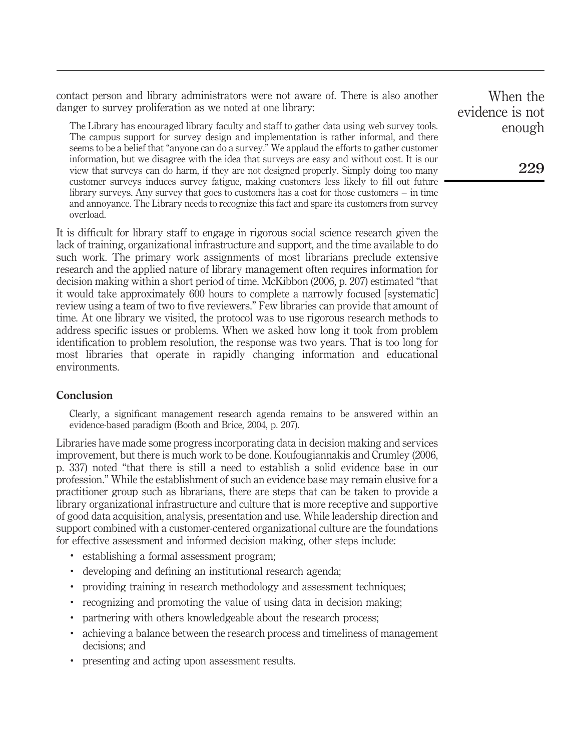contact person and library administrators were not aware of. There is also another danger to survey proliferation as we noted at one library:

> The Library has encouraged library faculty and staff to gather data using web survey tools. The campus support for survey design and implementation is rather informal, and there seems to be a belief that "anyone can do a survey." We applaud the efforts to gather customer information, but we disagree with the idea that surveys are easy and without cost. It is our view that surveys can do harm, if they are not designed properly. Simply doing too many customer surveys induces survey fatigue, making customers less likely to fill out future library surveys. Any survey that goes to customers has a cost for those customers – in time and annoyance. The Library needs to recognize this fact and spare its customers from survey overload.

It is difficult for library staff to engage in rigorous social science research given the lack of training, organizational infrastructure and support, and the time available to do such work. The primary work assignments of most librarians preclude extensive research and the applied nature of library management often requires information for decision making within a short period of time. McKibbon (2006, p. 207) estimated "that it would take approximately 600 hours to complete a narrowly focused [systematic] review using a team of two to five reviewers." Few libraries can provide that amount of time. At one library we visited, the protocol was to use rigorous research methods to address specific issues or problems. When we asked how long it took from problem identification to problem resolution, the response was two years. That is too long for most libraries that operate in rapidly changing information and educational environments.

## Conclusion

> Clearly, a significant management research agenda remains to be answered within an evidence-based paradigm (Booth and Brice, 2004, p. 207).

Libraries have made some progress incorporating data in decision making and services improvement, but there is much work to be done. Koufogiannakis and Crumley (2006, p. 337) noted "that there is still a need to establish a solid evidence base in our profession." While the establishment of such an evidence base may remain elusive for a practitioner group such as librarians, there are steps that can be taken to provide a library organizational infrastructure and culture that is more receptive and supportive of good data acquisition, analysis, presentation and use. While leadership direction and support combined with a customer-centered organizational culture are the foundations for effective assessment and informed decision making, other steps include:

- establishing a formal assessment program;
- developing and defining an institutional research agenda;
- providing training in research methodology and assessment techniques;
- recognizing and promoting the value of using data in decision making;
- partnering with others knowledgeable about the research process;
- achieving a balance between the research process and timeliness of management decisions; and
- presenting and acting upon assessment results.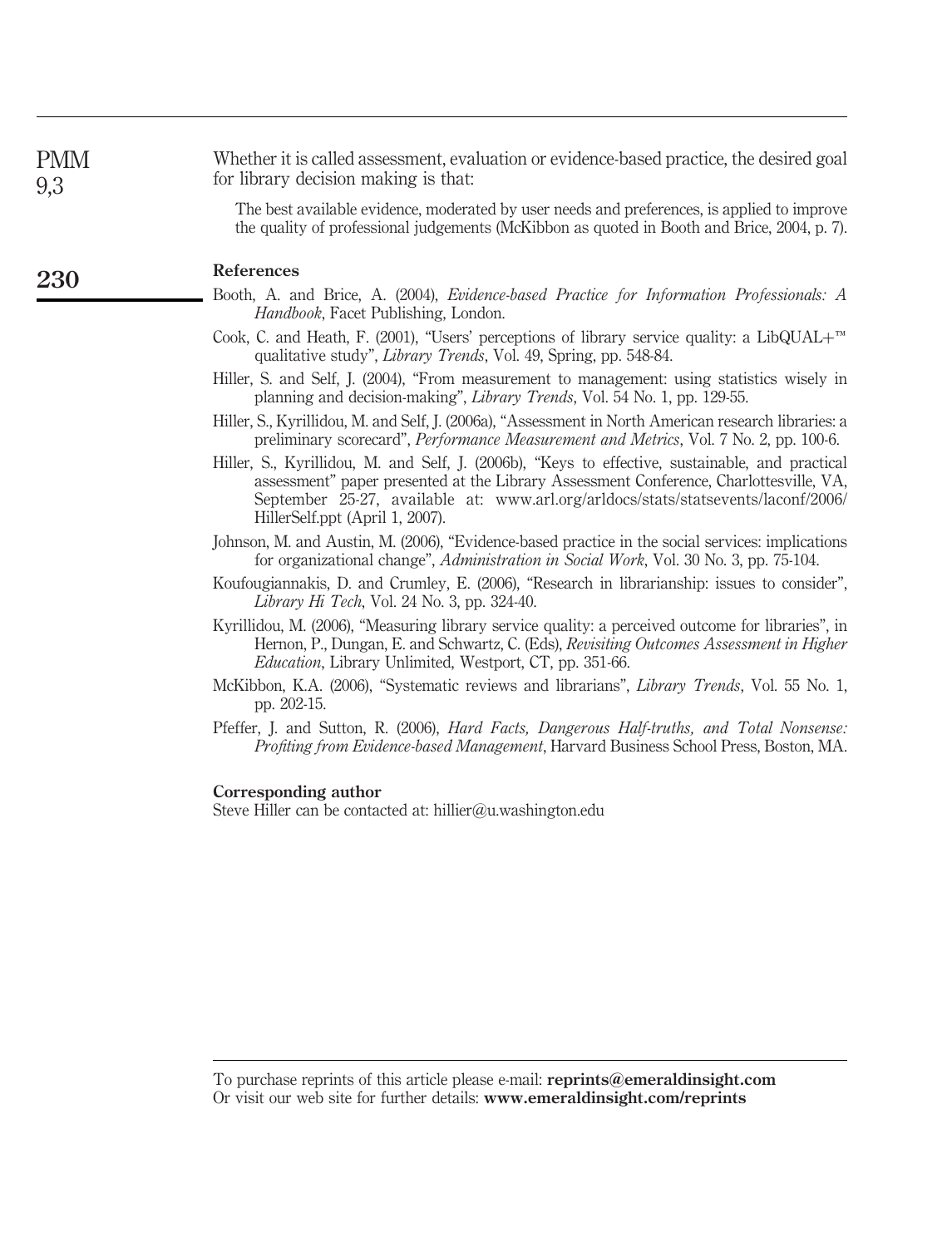Whether it is called assessment, evaluation or evidence-based practice, the desired goal for library decision making is that:

> The best available evidence, moderated by user needs and preferences, is applied to improve the quality of professional judgements (McKibbon as quoted in Booth and Brice, 2004, p. 7).

## References

Booth, A. and Brice, A. (2004), *Evidence-based Practice for Information Professionals: A Handbook*, Facet Publishing, London.

Cook, C. and Heath, F. (2001), "Users' perceptions of library service quality: a LibQUAL+™ qualitative study", *Library Trends*, Vol. 49, Spring, pp. 548-84.

Hiller, S. and Self, J. (2004), "From measurement to management: using statistics wisely in planning and decision-making", *Library Trends*, Vol. 54 No. 1, pp. 129-55.

Hiller, S., Kyrillidou, M. and Self, J. (2006a), "Assessment in North American research libraries: a preliminary scorecard", *Performance Measurement and Metrics*, Vol. 7 No. 2, pp. 100-6.

Hiller, S., Kyrillidou, M. and Self, J. (2006b), "Keys to effective, sustainable, and practical assessment" paper presented at the Library Assessment Conference, Charlottesville, VA, September 25-27, available at: www.arl.org/arldocs/stats/statsevents/laconf/2006/HillerSelf.ppt (April 1, 2007).

Johnson, M. and Austin, M. (2006), "Evidence-based practice in the social services: implications for organizational change", *Administration in Social Work*, Vol. 30 No. 3, pp. 75-104.

Koufogiannakis, D. and Crumley, E. (2006), "Research in librarianship: issues to consider", *Library Hi Tech*, Vol. 24 No. 3, pp. 324-40.

Kyrillidou, M. (2006), "Measuring library service quality: a perceived outcome for libraries", in Hernon, P., Dungan, E. and Schwartz, C. (Eds), *Revisiting Outcomes Assessment in Higher Education*, Library Unlimited, Westport, CT, pp. 351-66.

McKibbon, K.A. (2006), "Systematic reviews and librarians", *Library Trends*, Vol. 55 No. 1, pp. 202-15.

Pfeffer, J. and Sutton, R. (2006), *Hard Facts, Dangerous Half-truths, and Total Nonsense: Profiting from Evidence-based Management*, Harvard Business School Press, Boston, MA.

### Corresponding author

Steve Hiller can be contacted at: hillier@u.washington.edu

To purchase reprints of this article please e-mail: **reprints@emeraldinsight.com**
Or visit our web site for further details: **www.emeraldinsight.com/reprints**